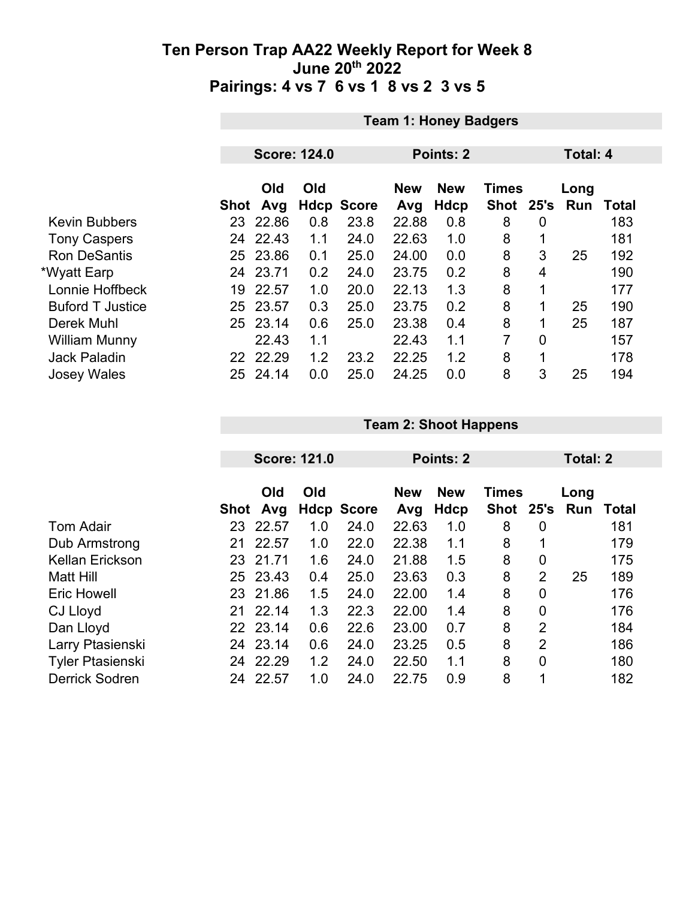# Ten Person Trap AA22 Weekly Report for Week 8

## June 20th 2022

## Pairings: 4 vs 7 6 vs 1 8 vs 2 3 vs 5

| | Team 1: Honey Badgers | | | | | | | | | |
|---|---|---|---|---|---|---|---|---|---|---|
| | Score: 124.0 | | | | Points: 2 | | | Total: 4 | | |
| | Shot | Old Avg | Old Hdcp | Score | New Avg | New Hdcp | Times Shot | 25's | Long Run | Total |
| Kevin Bubbers | 23 | 22.86 | 0.8 | 23.8 | 22.88 | 0.8 | 8 | 0 | | 183 |
| Tony Caspers | 24 | 22.43 | 1.1 | 24.0 | 22.63 | 1.0 | 8 | 1 | | 181 |
| Ron DeSantis | 25 | 23.86 | 0.1 | 25.0 | 24.00 | 0.0 | 8 | 3 | 25 | 192 |
| *Wyatt Earp | 24 | 23.71 | 0.2 | 24.0 | 23.75 | 0.2 | 8 | 4 | | 190 |
| Lonnie Hoffbeck | 19 | 22.57 | 1.0 | 20.0 | 22.13 | 1.3 | 8 | 1 | | 177 |
| Buford T Justice | 25 | 23.57 | 0.3 | 25.0 | 23.75 | 0.2 | 8 | 1 | 25 | 190 |
| Derek Muhl | 25 | 23.14 | 0.6 | 25.0 | 23.38 | 0.4 | 8 | 1 | 25 | 187 |
| William Munny | | 22.43 | 1.1 | | 22.43 | 1.1 | 7 | 0 | | 157 |
| Jack Paladin | 22 | 22.29 | 1.2 | 23.2 | 22.25 | 1.2 | 8 | 1 | | 178 |
| Josey Wales | 25 | 24.14 | 0.0 | 25.0 | 24.25 | 0.0 | 8 | 3 | 25 | 194 |

| | Team 2: Shoot Happens | | | | | | | | | |
|---|---|---|---|---|---|---|---|---|---|---|
| | Score: 121.0 | | | | Points: 2 | | | Total: 2 | | |
| | Shot | Old Avg | Old Hdcp | Score | New Avg | New Hdcp | Times Shot | 25's | Long Run | Total |
| Tom Adair | 23 | 22.57 | 1.0 | 24.0 | 22.63 | 1.0 | 8 | 0 | | 181 |
| Dub Armstrong | 21 | 22.57 | 1.0 | 22.0 | 22.38 | 1.1 | 8 | 1 | | 179 |
| Kellan Erickson | 23 | 21.71 | 1.6 | 24.0 | 21.88 | 1.5 | 8 | 0 | | 175 |
| Matt Hill | 25 | 23.43 | 0.4 | 25.0 | 23.63 | 0.3 | 8 | 2 | 25 | 189 |
| Eric Howell | 23 | 21.86 | 1.5 | 24.0 | 22.00 | 1.4 | 8 | 0 | | 176 |
| CJ Lloyd | 21 | 22.14 | 1.3 | 22.3 | 22.00 | 1.4 | 8 | 0 | | 176 |
| Dan Lloyd | 22 | 23.14 | 0.6 | 22.6 | 23.00 | 0.7 | 8 | 2 | | 184 |
| Larry Ptasienski | 24 | 23.14 | 0.6 | 24.0 | 23.25 | 0.5 | 8 | 2 | | 186 |
| Tyler Ptasienski | 24 | 22.29 | 1.2 | 24.0 | 22.50 | 1.1 | 8 | 0 | | 180 |
| Derrick Sodren | 24 | 22.57 | 1.0 | 24.0 | 22.75 | 0.9 | 8 | 1 | | 182 |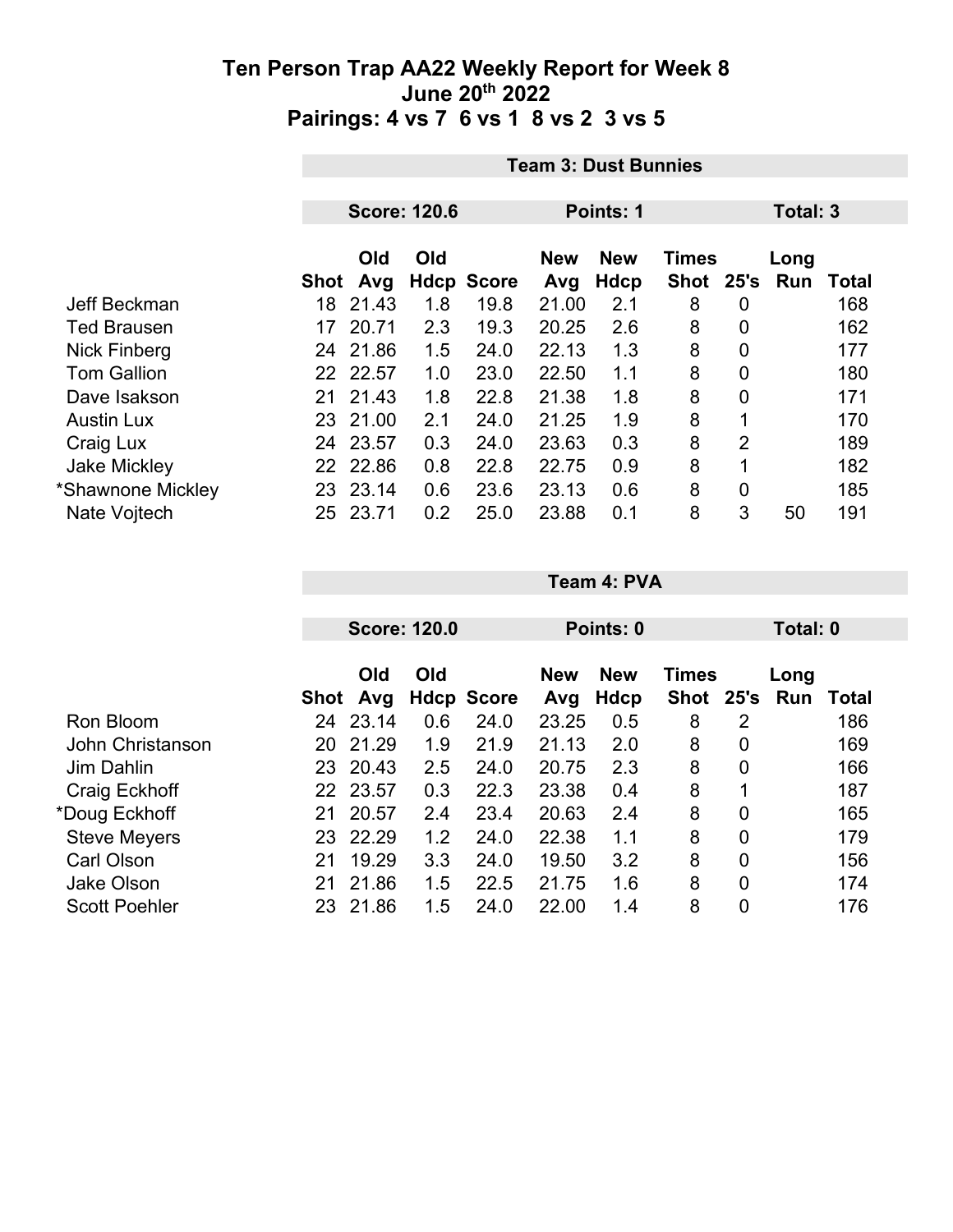# Ten Person Trap AA22 Weekly Report for Week 8
## June 20th 2022
## Pairings: 4 vs 7  6 vs 1  8 vs 2  3 vs 5

### Team 3: Dust Bunnies

**Score: 120.6** | **Points: 1** | **Total: 3**

| | Shot | Old Avg | Old Hdcp | Score | New Avg | New Hdcp | Times Shot | 25's | Long Run | Total |
|---|---|---|---|---|---|---|---|---|---|---|
| Jeff Beckman | 18 | 21.43 | 1.8 | 19.8 | 21.00 | 2.1 | 8 | 0 | | 168 |
| Ted Brausen | 17 | 20.71 | 2.3 | 19.3 | 20.25 | 2.6 | 8 | 0 | | 162 |
| Nick Finberg | 24 | 21.86 | 1.5 | 24.0 | 22.13 | 1.3 | 8 | 0 | | 177 |
| Tom Gallion | 22 | 22.57 | 1.0 | 23.0 | 22.50 | 1.1 | 8 | 0 | | 180 |
| Dave Isakson | 21 | 21.43 | 1.8 | 22.8 | 21.38 | 1.8 | 8 | 0 | | 171 |
| Austin Lux | 23 | 21.00 | 2.1 | 24.0 | 21.25 | 1.9 | 8 | 1 | | 170 |
| Craig Lux | 24 | 23.57 | 0.3 | 24.0 | 23.63 | 0.3 | 8 | 2 | | 189 |
| Jake Mickley | 22 | 22.86 | 0.8 | 22.8 | 22.75 | 0.9 | 8 | 1 | | 182 |
| *Shawnone Mickley | 23 | 23.14 | 0.6 | 23.6 | 23.13 | 0.6 | 8 | 0 | | 185 |
| Nate Vojtech | 25 | 23.71 | 0.2 | 25.0 | 23.88 | 0.1 | 8 | 3 | 50 | 191 |

### Team 4: PVA

**Score: 120.0** | **Points: 0** | **Total: 0**

| | Shot | Old Avg | Old Hdcp | Score | New Avg | New Hdcp | Times Shot | 25's | Long Run | Total |
|---|---|---|---|---|---|---|---|---|---|---|
| Ron Bloom | 24 | 23.14 | 0.6 | 24.0 | 23.25 | 0.5 | 8 | 2 | | 186 |
| John Christanson | 20 | 21.29 | 1.9 | 21.9 | 21.13 | 2.0 | 8 | 0 | | 169 |
| Jim Dahlin | 23 | 20.43 | 2.5 | 24.0 | 20.75 | 2.3 | 8 | 0 | | 166 |
| Craig Eckhoff | 22 | 23.57 | 0.3 | 22.3 | 23.38 | 0.4 | 8 | 1 | | 187 |
| *Doug Eckhoff | 21 | 20.57 | 2.4 | 23.4 | 20.63 | 2.4 | 8 | 0 | | 165 |
| Steve Meyers | 23 | 22.29 | 1.2 | 24.0 | 22.38 | 1.1 | 8 | 0 | | 179 |
| Carl Olson | 21 | 19.29 | 3.3 | 24.0 | 19.50 | 3.2 | 8 | 0 | | 156 |
| Jake Olson | 21 | 21.86 | 1.5 | 22.5 | 21.75 | 1.6 | 8 | 0 | | 174 |
| Scott Poehler | 23 | 21.86 | 1.5 | 24.0 | 22.00 | 1.4 | 8 | 0 | | 176 |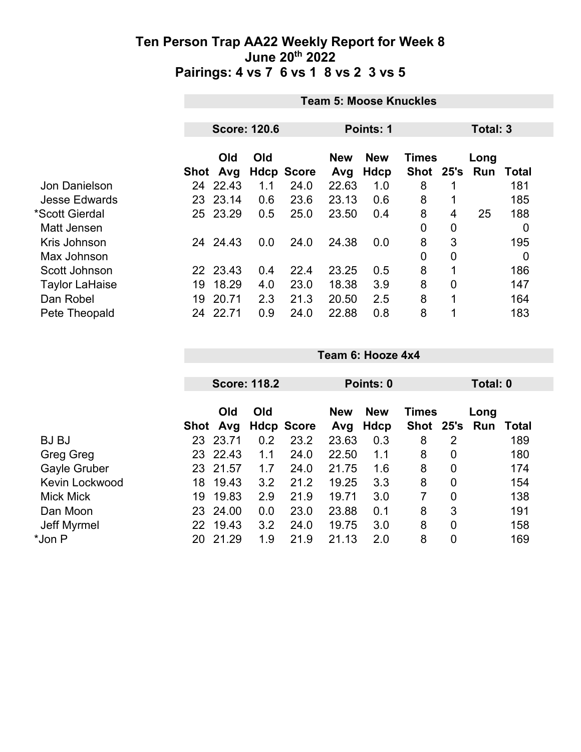# Ten Person Trap AA22 Weekly Report for Week 8
## June 20th 2022
## Pairings: 4 vs 7 6 vs 1 8 vs 2 3 vs 5

### Team 5: Moose Knuckles

**Score: 120.6** | **Points: 1** | **Total: 3**

| | Shot | Old Avg | Old Hdcp | Score | New Avg | New Hdcp | Times Shot | 25's | Long Run | Total |
|---|---|---|---|---|---|---|---|---|---|---|
| Jon Danielson | 24 | 22.43 | 1.1 | 24.0 | 22.63 | 1.0 | 8 | 1 | | 181 |
| Jesse Edwards | 23 | 23.14 | 0.6 | 23.6 | 23.13 | 0.6 | 8 | 1 | | 185 |
| *Scott Gierdal | 25 | 23.29 | 0.5 | 25.0 | 23.50 | 0.4 | 8 | 4 | 25 | 188 |
| Matt Jensen | | | | | | | 0 | 0 | | 0 |
| Kris Johnson | 24 | 24.43 | 0.0 | 24.0 | 24.38 | 0.0 | 8 | 3 | | 195 |
| Max Johnson | | | | | | | 0 | 0 | | 0 |
| Scott Johnson | 22 | 23.43 | 0.4 | 22.4 | 23.25 | 0.5 | 8 | 1 | | 186 |
| Taylor LaHaise | 19 | 18.29 | 4.0 | 23.0 | 18.38 | 3.9 | 8 | 0 | | 147 |
| Dan Robel | 19 | 20.71 | 2.3 | 21.3 | 20.50 | 2.5 | 8 | 1 | | 164 |
| Pete Theopald | 24 | 22.71 | 0.9 | 24.0 | 22.88 | 0.8 | 8 | 1 | | 183 |

### Team 6: Hooze 4x4

**Score: 118.2** | **Points: 0** | **Total: 0**

| | Shot | Old Avg | Old Hdcp | Score | New Avg | New Hdcp | Times Shot | 25's | Long Run | Total |
|---|---|---|---|---|---|---|---|---|---|---|
| BJ BJ | 23 | 23.71 | 0.2 | 23.2 | 23.63 | 0.3 | 8 | 2 | | 189 |
| Greg Greg | 23 | 22.43 | 1.1 | 24.0 | 22.50 | 1.1 | 8 | 0 | | 180 |
| Gayle Gruber | 23 | 21.57 | 1.7 | 24.0 | 21.75 | 1.6 | 8 | 0 | | 174 |
| Kevin Lockwood | 18 | 19.43 | 3.2 | 21.2 | 19.25 | 3.3 | 8 | 0 | | 154 |
| Mick Mick | 19 | 19.83 | 2.9 | 21.9 | 19.71 | 3.0 | 7 | 0 | | 138 |
| Dan Moon | 23 | 24.00 | 0.0 | 23.0 | 23.88 | 0.1 | 8 | 3 | | 191 |
| Jeff Myrmel | 22 | 19.43 | 3.2 | 24.0 | 19.75 | 3.0 | 8 | 0 | | 158 |
| *Jon P | 20 | 21.29 | 1.9 | 21.9 | 21.13 | 2.0 | 8 | 0 | | 169 |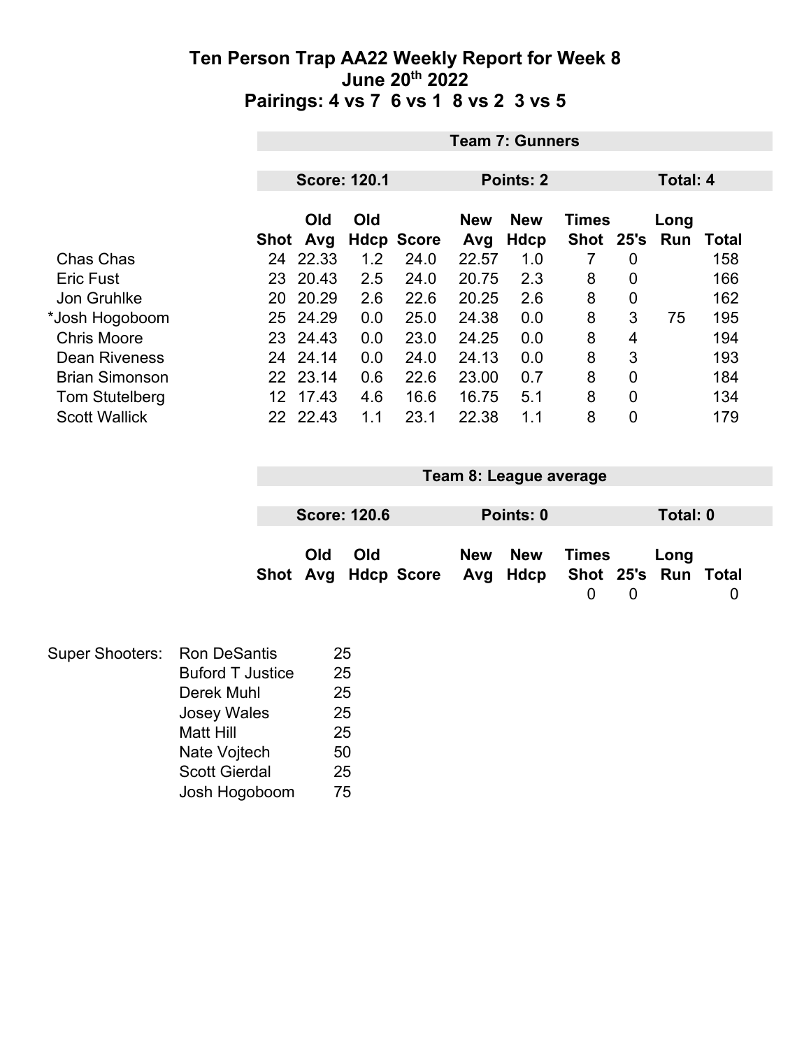# Ten Person Trap AA22 Weekly Report for Week 8
## June 20th 2022
## Pairings: 4 vs 7 6 vs 1 8 vs 2 3 vs 5

### Team 7: Gunners

| Score: 120.1 | Points: 2 | Total: 4 |
|---|---|---|

| | Shot | Old Avg | Old Hdcp | Score | New Avg | New Hdcp | Times Shot | 25's | Long Run | Total |
|---|---|---|---|---|---|---|---|---|---|---|
| Chas Chas | 24 | 22.33 | 1.2 | 24.0 | 22.57 | 1.0 | 7 | 0 | | 158 |
| Eric Fust | 23 | 20.43 | 2.5 | 24.0 | 20.75 | 2.3 | 8 | 0 | | 166 |
| Jon Gruhlke | 20 | 20.29 | 2.6 | 22.6 | 20.25 | 2.6 | 8 | 0 | | 162 |
| *Josh Hogoboom | 25 | 24.29 | 0.0 | 25.0 | 24.38 | 0.0 | 8 | 3 | 75 | 195 |
| Chris Moore | 23 | 24.43 | 0.0 | 23.0 | 24.25 | 0.0 | 8 | 4 | | 194 |
| Dean Riveness | 24 | 24.14 | 0.0 | 24.0 | 24.13 | 0.0 | 8 | 3 | | 193 |
| Brian Simonson | 22 | 23.14 | 0.6 | 22.6 | 23.00 | 0.7 | 8 | 0 | | 184 |
| Tom Stutelberg | 12 | 17.43 | 4.6 | 16.6 | 16.75 | 5.1 | 8 | 0 | | 134 |
| Scott Wallick | 22 | 22.43 | 1.1 | 23.1 | 22.38 | 1.1 | 8 | 0 | | 179 |

### Team 8: League average

| Score: 120.6 | Points: 0 | Total: 0 |
|---|---|---|

| Shot | Old Avg | Old Hdcp | Score | New Avg | New Hdcp | Times Shot | 25's | Long Run | Total |
|---|---|---|---|---|---|---|---|---|---|
| | | | | | | 0 | 0 | | 0 |

| Super Shooters: | | |
|---|---|---|
| | Ron DeSantis | 25 |
| | Buford T Justice | 25 |
| | Derek Muhl | 25 |
| | Josey Wales | 25 |
| | Matt Hill | 25 |
| | Nate Vojtech | 50 |
| | Scott Gierdal | 25 |
| | Josh Hogoboom | 75 |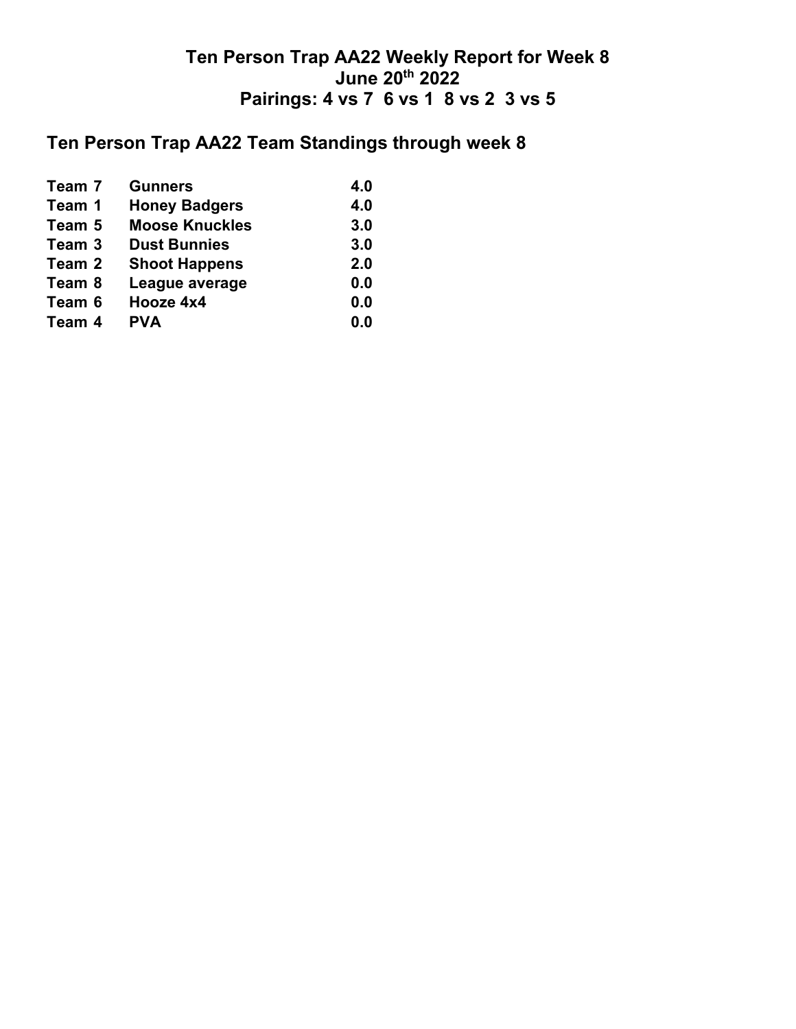# Ten Person Trap AA22 Weekly Report for Week 8
## June 20th 2022
## Pairings: 4 vs 7  6 vs 1  8 vs 2  3 vs 5

## Ten Person Trap AA22 Team Standings through week 8

| | | |
|---|---|---|
| **Team 7** | **Gunners** | **4.0** |
| **Team 1** | **Honey Badgers** | **4.0** |
| **Team 5** | **Moose Knuckles** | **3.0** |
| **Team 3** | **Dust Bunnies** | **3.0** |
| **Team 2** | **Shoot Happens** | **2.0** |
| **Team 8** | **League average** | **0.0** |
| **Team 6** | **Hooze 4x4** | **0.0** |
| **Team 4** | **PVA** | **0.0** |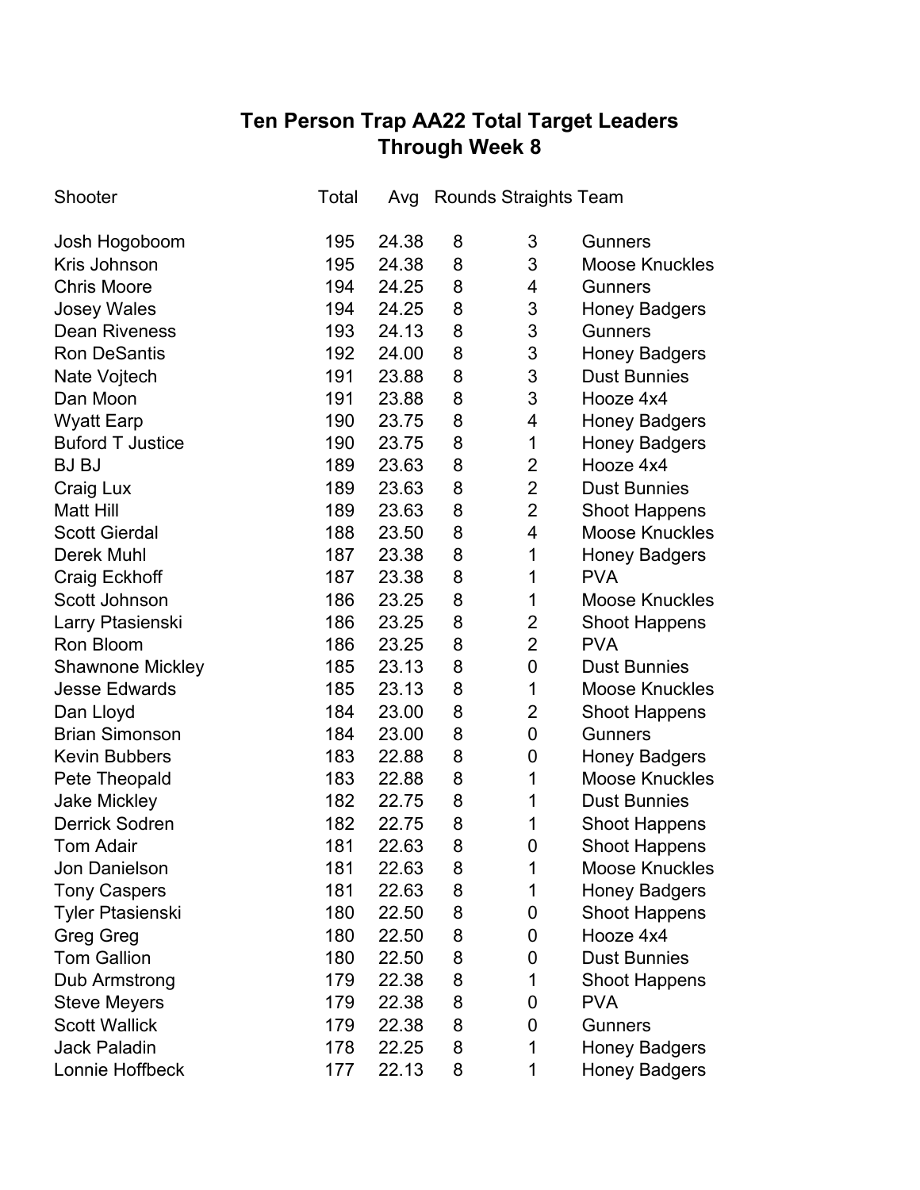# Ten Person Trap AA22 Total Target Leaders
## Through Week 8

| Shooter | Total | Avg | Rounds | Straights | Team |
|---|---|---|---|---|---|
| Josh Hogoboom | 195 | 24.38 | 8 | 3 | Gunners |
| Kris Johnson | 195 | 24.38 | 8 | 3 | Moose Knuckles |
| Chris Moore | 194 | 24.25 | 8 | 4 | Gunners |
| Josey Wales | 194 | 24.25 | 8 | 3 | Honey Badgers |
| Dean Riveness | 193 | 24.13 | 8 | 3 | Gunners |
| Ron DeSantis | 192 | 24.00 | 8 | 3 | Honey Badgers |
| Nate Vojtech | 191 | 23.88 | 8 | 3 | Dust Bunnies |
| Dan Moon | 191 | 23.88 | 8 | 3 | Hooze 4x4 |
| Wyatt Earp | 190 | 23.75 | 8 | 4 | Honey Badgers |
| Buford T Justice | 190 | 23.75 | 8 | 1 | Honey Badgers |
| BJ BJ | 189 | 23.63 | 8 | 2 | Hooze 4x4 |
| Craig Lux | 189 | 23.63 | 8 | 2 | Dust Bunnies |
| Matt Hill | 189 | 23.63 | 8 | 2 | Shoot Happens |
| Scott Gierdal | 188 | 23.50 | 8 | 4 | Moose Knuckles |
| Derek Muhl | 187 | 23.38 | 8 | 1 | Honey Badgers |
| Craig Eckhoff | 187 | 23.38 | 8 | 1 | PVA |
| Scott Johnson | 186 | 23.25 | 8 | 1 | Moose Knuckles |
| Larry Ptasienski | 186 | 23.25 | 8 | 2 | Shoot Happens |
| Ron Bloom | 186 | 23.25 | 8 | 2 | PVA |
| Shawnone Mickley | 185 | 23.13 | 8 | 0 | Dust Bunnies |
| Jesse Edwards | 185 | 23.13 | 8 | 1 | Moose Knuckles |
| Dan Lloyd | 184 | 23.00 | 8 | 2 | Shoot Happens |
| Brian Simonson | 184 | 23.00 | 8 | 0 | Gunners |
| Kevin Bubbers | 183 | 22.88 | 8 | 0 | Honey Badgers |
| Pete Theopald | 183 | 22.88 | 8 | 1 | Moose Knuckles |
| Jake Mickley | 182 | 22.75 | 8 | 1 | Dust Bunnies |
| Derrick Sodren | 182 | 22.75 | 8 | 1 | Shoot Happens |
| Tom Adair | 181 | 22.63 | 8 | 0 | Shoot Happens |
| Jon Danielson | 181 | 22.63 | 8 | 1 | Moose Knuckles |
| Tony Caspers | 181 | 22.63 | 8 | 1 | Honey Badgers |
| Tyler Ptasienski | 180 | 22.50 | 8 | 0 | Shoot Happens |
| Greg Greg | 180 | 22.50 | 8 | 0 | Hooze 4x4 |
| Tom Gallion | 180 | 22.50 | 8 | 0 | Dust Bunnies |
| Dub Armstrong | 179 | 22.38 | 8 | 1 | Shoot Happens |
| Steve Meyers | 179 | 22.38 | 8 | 0 | PVA |
| Scott Wallick | 179 | 22.38 | 8 | 0 | Gunners |
| Jack Paladin | 178 | 22.25 | 8 | 1 | Honey Badgers |
| Lonnie Hoffbeck | 177 | 22.13 | 8 | 1 | Honey Badgers |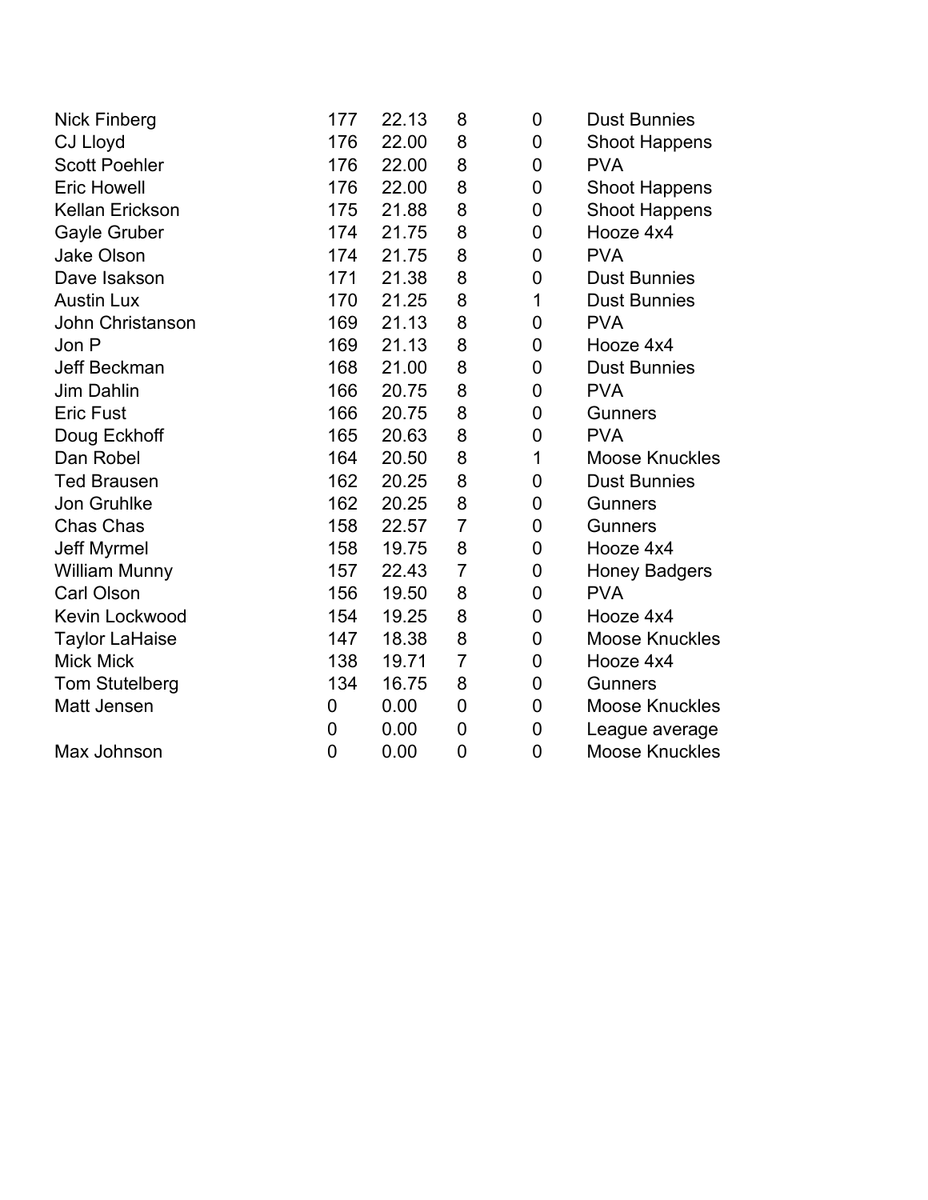| | | | | | |
|---|---|---|---|---|---|
| Nick Finberg | 177 | 22.13 | 8 | 0 | Dust Bunnies |
| CJ Lloyd | 176 | 22.00 | 8 | 0 | Shoot Happens |
| Scott Poehler | 176 | 22.00 | 8 | 0 | PVA |
| Eric Howell | 176 | 22.00 | 8 | 0 | Shoot Happens |
| Kellan Erickson | 175 | 21.88 | 8 | 0 | Shoot Happens |
| Gayle Gruber | 174 | 21.75 | 8 | 0 | Hooze 4x4 |
| Jake Olson | 174 | 21.75 | 8 | 0 | PVA |
| Dave Isakson | 171 | 21.38 | 8 | 0 | Dust Bunnies |
| Austin Lux | 170 | 21.25 | 8 | 1 | Dust Bunnies |
| John Christanson | 169 | 21.13 | 8 | 0 | PVA |
| Jon P | 169 | 21.13 | 8 | 0 | Hooze 4x4 |
| Jeff Beckman | 168 | 21.00 | 8 | 0 | Dust Bunnies |
| Jim Dahlin | 166 | 20.75 | 8 | 0 | PVA |
| Eric Fust | 166 | 20.75 | 8 | 0 | Gunners |
| Doug Eckhoff | 165 | 20.63 | 8 | 0 | PVA |
| Dan Robel | 164 | 20.50 | 8 | 1 | Moose Knuckles |
| Ted Brausen | 162 | 20.25 | 8 | 0 | Dust Bunnies |
| Jon Gruhlke | 162 | 20.25 | 8 | 0 | Gunners |
| Chas Chas | 158 | 22.57 | 7 | 0 | Gunners |
| Jeff Myrmel | 158 | 19.75 | 8 | 0 | Hooze 4x4 |
| William Munny | 157 | 22.43 | 7 | 0 | Honey Badgers |
| Carl Olson | 156 | 19.50 | 8 | 0 | PVA |
| Kevin Lockwood | 154 | 19.25 | 8 | 0 | Hooze 4x4 |
| Taylor LaHaise | 147 | 18.38 | 8 | 0 | Moose Knuckles |
| Mick Mick | 138 | 19.71 | 7 | 0 | Hooze 4x4 |
| Tom Stutelberg | 134 | 16.75 | 8 | 0 | Gunners |
| Matt Jensen | 0 | 0.00 | 0 | 0 | Moose Knuckles |
| | 0 | 0.00 | 0 | 0 | League average |
| Max Johnson | 0 | 0.00 | 0 | 0 | Moose Knuckles |